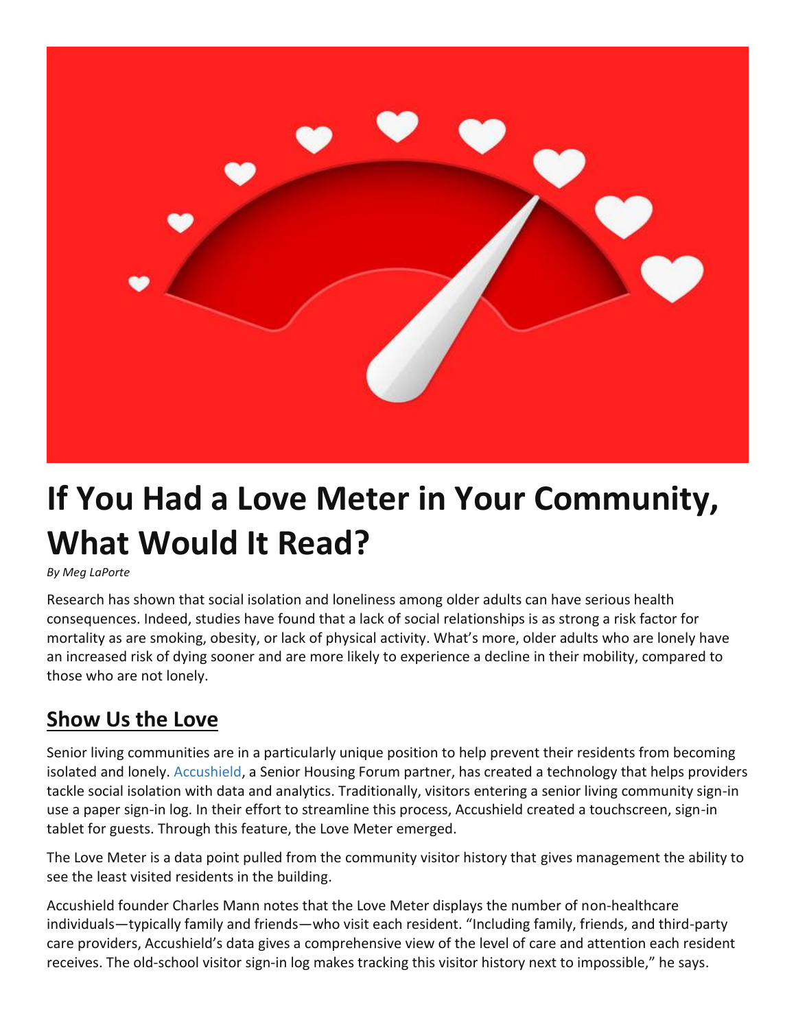# If You Had a Love Meter in Your Community, What Would It Read?

*By Meg LaPorte*

Research has shown that social isolation and loneliness among older adults can have serious health consequences. Indeed, studies have found that a lack of social relationships is as strong a risk factor for mortality as are smoking, obesity, or lack of physical activity. What's more, older adults who are lonely have an increased risk of dying sooner and are more likely to experience a decline in their mobility, compared to those who are not lonely.

## Show Us the Love

Senior living communities are in a particularly unique position to help prevent their residents from becoming isolated and lonely. Accushield, a Senior Housing Forum partner, has created a technology that helps providers tackle social isolation with data and analytics. Traditionally, visitors entering a senior living community sign-in use a paper sign-in log. In their effort to streamline this process, Accushield created a touchscreen, sign-in tablet for guests. Through this feature, the Love Meter emerged.

The Love Meter is a data point pulled from the community visitor history that gives management the ability to see the least visited residents in the building.

Accushield founder Charles Mann notes that the Love Meter displays the number of non-healthcare individuals—typically family and friends—who visit each resident. "Including family, friends, and third-party care providers, Accushield's data gives a comprehensive view of the level of care and attention each resident receives. The old-school visitor sign-in log makes tracking this visitor history next to impossible," he says.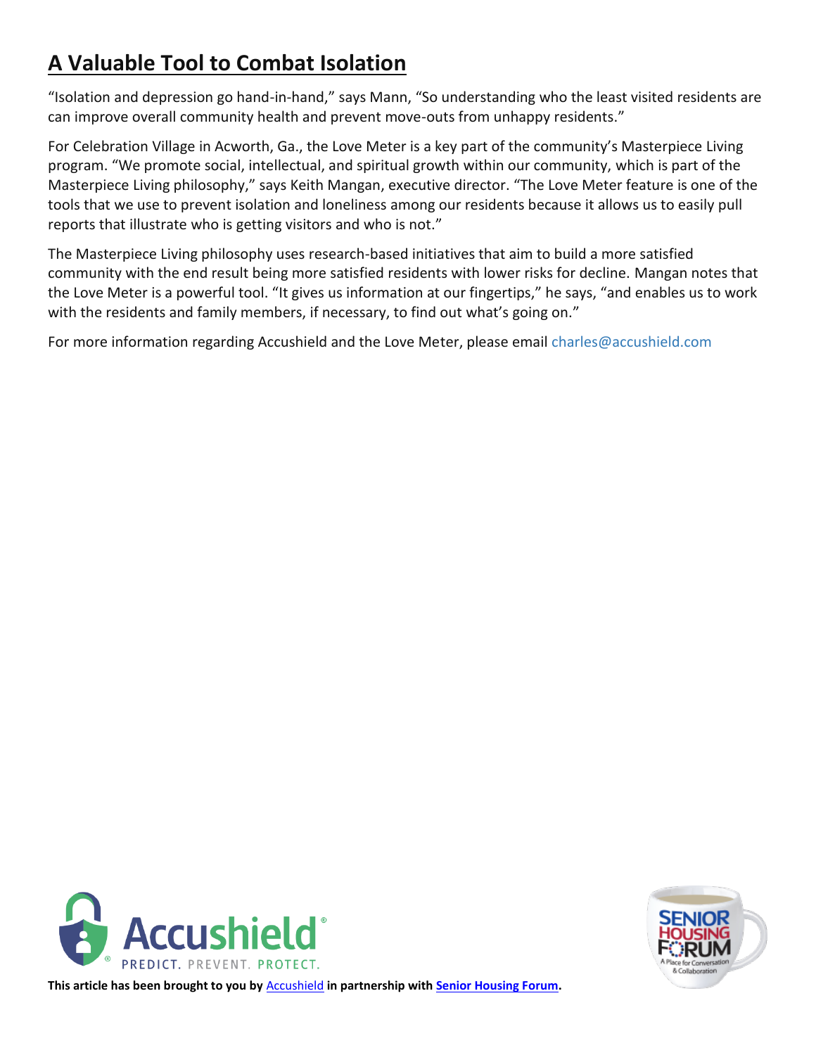## A Valuable Tool to Combat Isolation

"Isolation and depression go hand-in-hand," says Mann, "So understanding who the least visited residents are can improve overall community health and prevent move-outs from unhappy residents."

For Celebration Village in Acworth, Ga., the Love Meter is a key part of the community's Masterpiece Living program. "We promote social, intellectual, and spiritual growth within our community, which is part of the Masterpiece Living philosophy," says Keith Mangan, executive director. "The Love Meter feature is one of the tools that we use to prevent isolation and loneliness among our residents because it allows us to easily pull reports that illustrate who is getting visitors and who is not."

The Masterpiece Living philosophy uses research-based initiatives that aim to build a more satisfied community with the end result being more satisfied residents with lower risks for decline. Mangan notes that the Love Meter is a powerful tool. "It gives us information at our fingertips," he says, "and enables us to work with the residents and family members, if necessary, to find out what's going on."

For more information regarding Accushield and the Love Meter, please email charles@accushield.com

**This article has been brought to you by** Accushield **in partnership with** **Senior Housing Forum.**